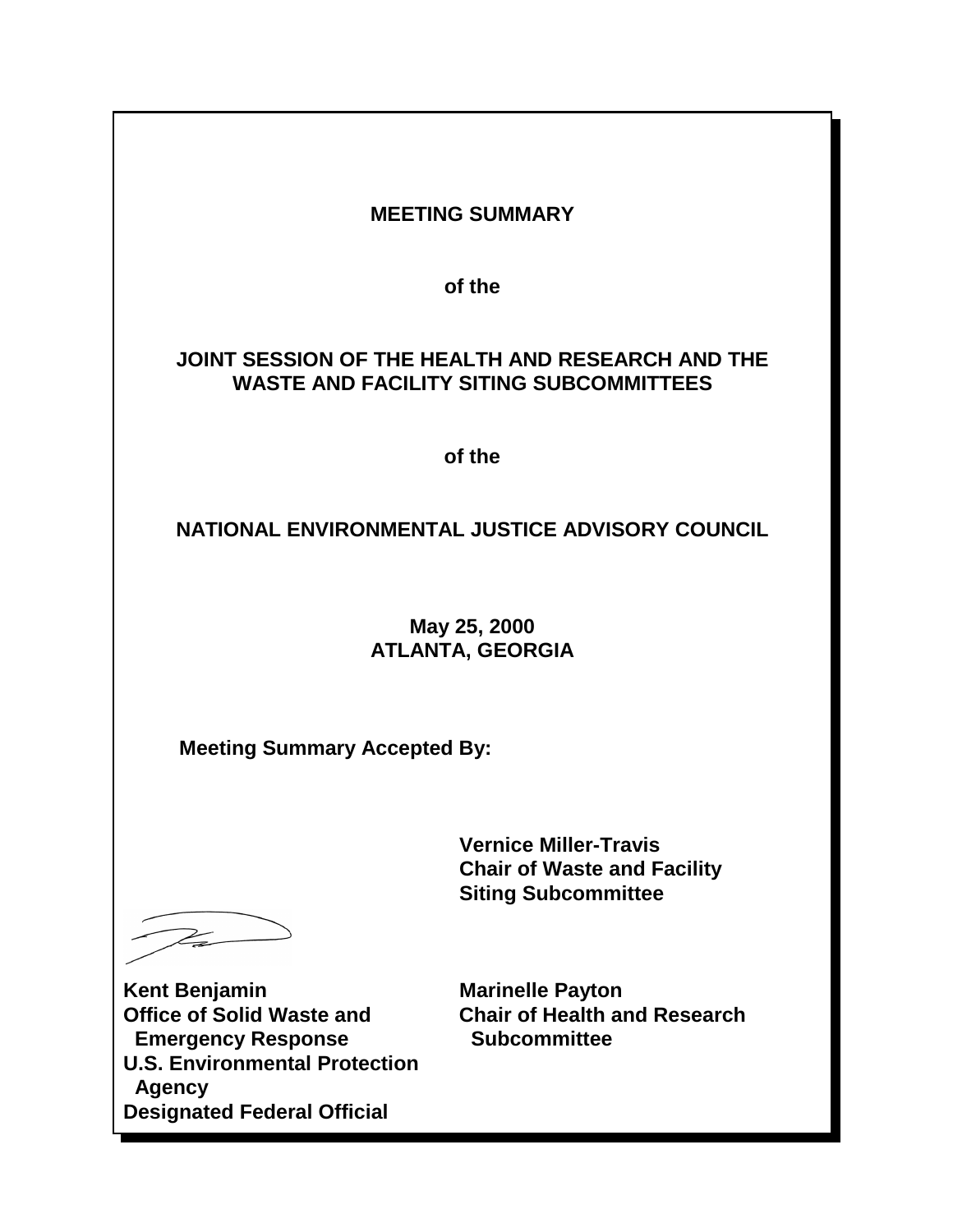# MEETING SUMMARY

**of the**

# JOINT SESSION OF THE HEALTH AND RESEARCH AND THE WASTE AND FACILITY SITING SUBCOMMITTEES

**of the**

# NATIONAL ENVIRONMENTAL JUSTICE ADVISORY COUNCIL

**May 25, 2000**
**ATLANTA, GEORGIA**

**Meeting Summary Accepted By:**

**Vernice Miller-Travis**
**Chair of Waste and Facility Siting Subcommittee**

**Kent Benjamin**
**Office of Solid Waste and Emergency Response**
**U.S. Environmental Protection Agency**
**Designated Federal Official**

**Marinelle Payton**
**Chair of Health and Research Subcommittee**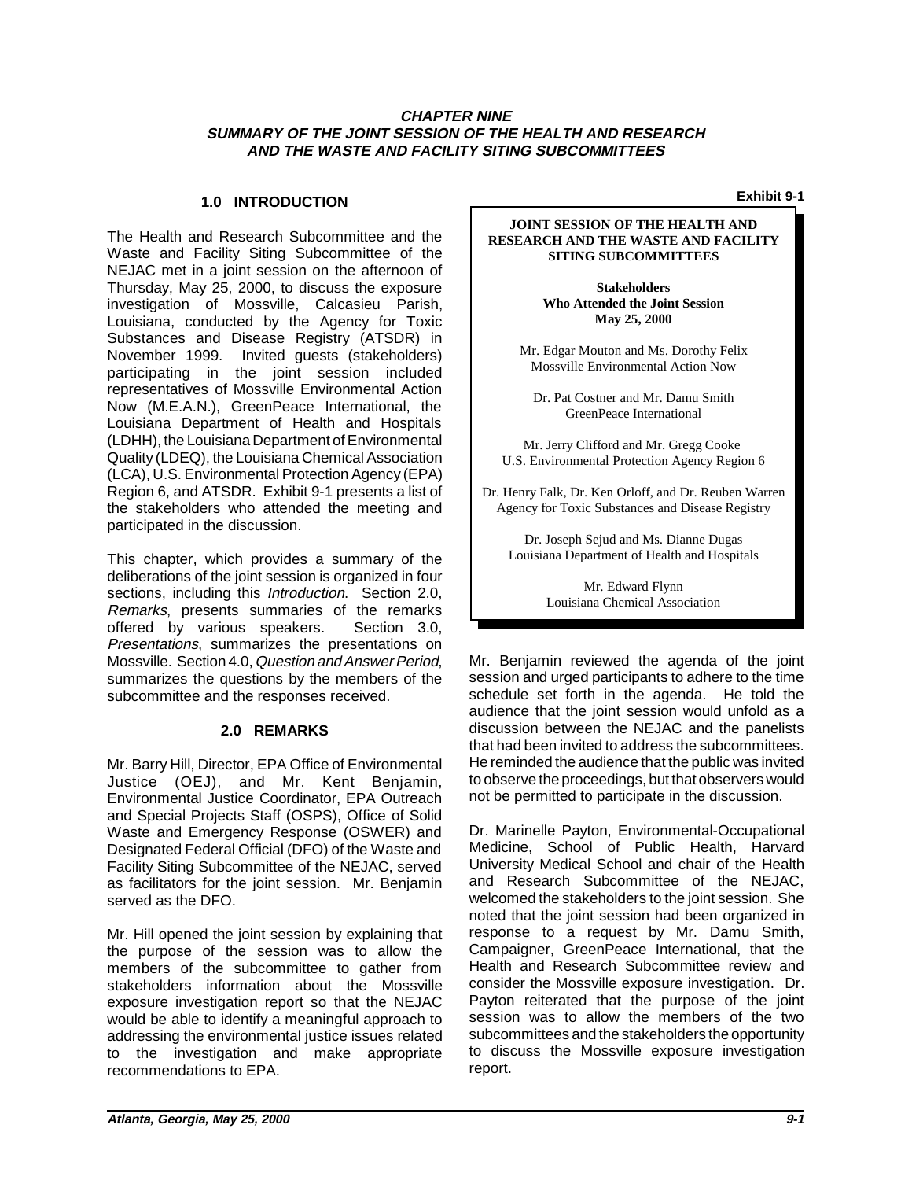### *CHAPTER NINE*
### *SUMMARY OF THE JOINT SESSION OF THE HEALTH AND RESEARCH AND THE WASTE AND FACILITY SITING SUBCOMMITTEES*

## 1.0 INTRODUCTION

The Health and Research Subcommittee and the Waste and Facility Siting Subcommittee of the NEJAC met in a joint session on the afternoon of Thursday, May 25, 2000, to discuss the exposure investigation of Mossville, Calcasieu Parish, Louisiana, conducted by the Agency for Toxic Substances and Disease Registry (ATSDR) in November 1999. Invited guests (stakeholders) participating in the joint session included representatives of Mossville Environmental Action Now (M.E.A.N.), GreenPeace International, the Louisiana Department of Health and Hospitals (LDHH), the Louisiana Department of Environmental Quality (LDEQ), the Louisiana Chemical Association (LCA), U.S. Environmental Protection Agency (EPA) Region 6, and ATSDR. Exhibit 9-1 presents a list of the stakeholders who attended the meeting and participated in the discussion.

This chapter, which provides a summary of the deliberations of the joint session is organized in four sections, including this *Introduction*. Section 2.0, *Remarks*, presents summaries of the remarks offered by various speakers. Section 3.0, *Presentations*, summarizes the presentations on Mossville. Section 4.0, *Question and Answer Period*, summarizes the questions by the members of the subcommittee and the responses received.

**Exhibit 9-1**

**JOINT SESSION OF THE HEALTH AND RESEARCH AND THE WASTE AND FACILITY SITING SUBCOMMITTEES**

**Stakeholders Who Attended the Joint Session May 25, 2000**

Mr. Edgar Mouton and Ms. Dorothy Felix
Mossville Environmental Action Now

Dr. Pat Costner and Mr. Damu Smith
GreenPeace International

Mr. Jerry Clifford and Mr. Gregg Cooke
U.S. Environmental Protection Agency Region 6

Dr. Henry Falk, Dr. Ken Orloff, and Dr. Reuben Warren
Agency for Toxic Substances and Disease Registry

Dr. Joseph Sejud and Ms. Dianne Dugas
Louisiana Department of Health and Hospitals

Mr. Edward Flynn
Louisiana Chemical Association

## 2.0 REMARKS

Mr. Barry Hill, Director, EPA Office of Environmental Justice (OEJ), and Mr. Kent Benjamin, Environmental Justice Coordinator, EPA Outreach and Special Projects Staff (OSPS), Office of Solid Waste and Emergency Response (OSWER) and Designated Federal Official (DFO) of the Waste and Facility Siting Subcommittee of the NEJAC, served as facilitators for the joint session. Mr. Benjamin served as the DFO.

Mr. Hill opened the joint session by explaining that the purpose of the session was to allow the members of the subcommittee to gather from stakeholders information about the Mossville exposure investigation report so that the NEJAC would be able to identify a meaningful approach to addressing the environmental justice issues related to the investigation and make appropriate recommendations to EPA.

Mr. Benjamin reviewed the agenda of the joint session and urged participants to adhere to the time schedule set forth in the agenda. He told the audience that the joint session would unfold as a discussion between the NEJAC and the panelists that had been invited to address the subcommittees. He reminded the audience that the public was invited to observe the proceedings, but that observers would not be permitted to participate in the discussion.

Dr. Marinelle Payton, Environmental-Occupational Medicine, School of Public Health, Harvard University Medical School and chair of the Health and Research Subcommittee of the NEJAC, welcomed the stakeholders to the joint session. She noted that the joint session had been organized in response to a request by Mr. Damu Smith, Campaigner, GreenPeace International, that the Health and Research Subcommittee review and consider the Mossville exposure investigation. Dr. Payton reiterated that the purpose of the joint session was to allow the members of the two subcommittees and the stakeholders the opportunity to discuss the Mossville exposure investigation report.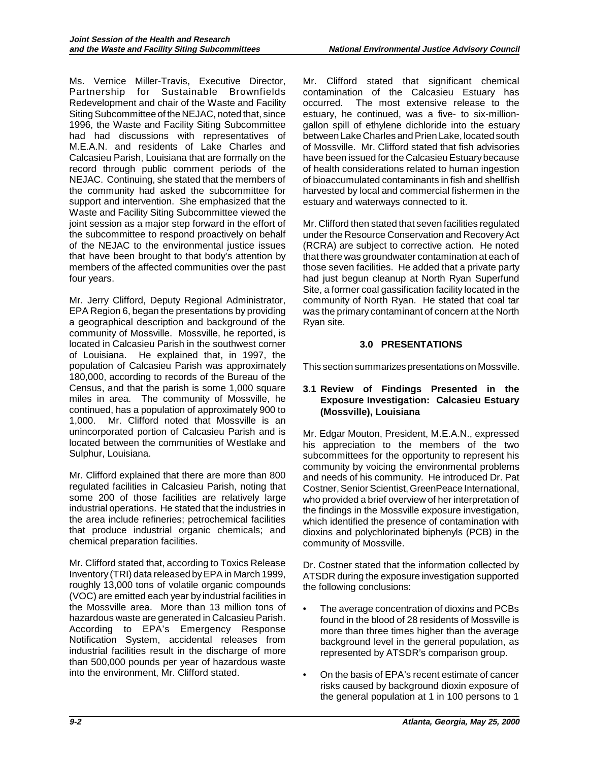Ms. Vernice Miller-Travis, Executive Director, Partnership for Sustainable Brownfields Redevelopment and chair of the Waste and Facility Siting Subcommittee of the NEJAC, noted that, since 1996, the Waste and Facility Siting Subcommittee had had discussions with representatives of M.E.A.N. and residents of Lake Charles and Calcasieu Parish, Louisiana that are formally on the record through public comment periods of the NEJAC. Continuing, she stated that the members of the community had asked the subcommittee for support and intervention. She emphasized that the Waste and Facility Siting Subcommittee viewed the joint session as a major step forward in the effort of the subcommittee to respond proactively on behalf of the NEJAC to the environmental justice issues that have been brought to that body's attention by members of the affected communities over the past four years.

Mr. Jerry Clifford, Deputy Regional Administrator, EPA Region 6, began the presentations by providing a geographical description and background of the community of Mossville. Mossville, he reported, is located in Calcasieu Parish in the southwest corner of Louisiana. He explained that, in 1997, the population of Calcasieu Parish was approximately 180,000, according to records of the Bureau of the Census, and that the parish is some 1,000 square miles in area. The community of Mossville, he continued, has a population of approximately 900 to 1,000. Mr. Clifford noted that Mossville is an unincorporated portion of Calcasieu Parish and is located between the communities of Westlake and Sulphur, Louisiana.

Mr. Clifford explained that there are more than 800 regulated facilities in Calcasieu Parish, noting that some 200 of those facilities are relatively large industrial operations. He stated that the industries in the area include refineries; petrochemical facilities that produce industrial organic chemicals; and chemical preparation facilities.

Mr. Clifford stated that, according to Toxics Release Inventory (TRI) data released by EPA in March 1999, roughly 13,000 tons of volatile organic compounds (VOC) are emitted each year by industrial facilities in the Mossville area. More than 13 million tons of hazardous waste are generated in Calcasieu Parish. According to EPA's Emergency Response Notification System, accidental releases from industrial facilities result in the discharge of more than 500,000 pounds per year of hazardous waste into the environment, Mr. Clifford stated.

Mr. Clifford stated that significant chemical contamination of the Calcasieu Estuary has occurred. The most extensive release to the estuary, he continued, was a five- to six-million-gallon spill of ethylene dichloride into the estuary between Lake Charles and Prien Lake, located south of Mossville. Mr. Clifford stated that fish advisories have been issued for the Calcasieu Estuary because of health considerations related to human ingestion of bioaccumulated contaminants in fish and shellfish harvested by local and commercial fishermen in the estuary and waterways connected to it.

Mr. Clifford then stated that seven facilities regulated under the Resource Conservation and Recovery Act (RCRA) are subject to corrective action. He noted that there was groundwater contamination at each of those seven facilities. He added that a private party had just begun cleanup at North Ryan Superfund Site, a former coal gassification facility located in the community of North Ryan. He stated that coal tar was the primary contaminant of concern at the North Ryan site.

## 3.0 PRESENTATIONS

This section summarizes presentations on Mossville.

### 3.1 Review of Findings Presented in the Exposure Investigation: Calcasieu Estuary (Mossville), Louisiana

Mr. Edgar Mouton, President, M.E.A.N., expressed his appreciation to the members of the two subcommittees for the opportunity to represent his community by voicing the environmental problems and needs of his community. He introduced Dr. Pat Costner, Senior Scientist, GreenPeace International, who provided a brief overview of her interpretation of the findings in the Mossville exposure investigation, which identified the presence of contamination with dioxins and polychlorinated biphenyls (PCB) in the community of Mossville.

Dr. Costner stated that the information collected by ATSDR during the exposure investigation supported the following conclusions:

- The average concentration of dioxins and PCBs found in the blood of 28 residents of Mossville is more than three times higher than the average background level in the general population, as represented by ATSDR's comparison group.
- On the basis of EPA's recent estimate of cancer risks caused by background dioxin exposure of the general population at 1 in 100 persons to 1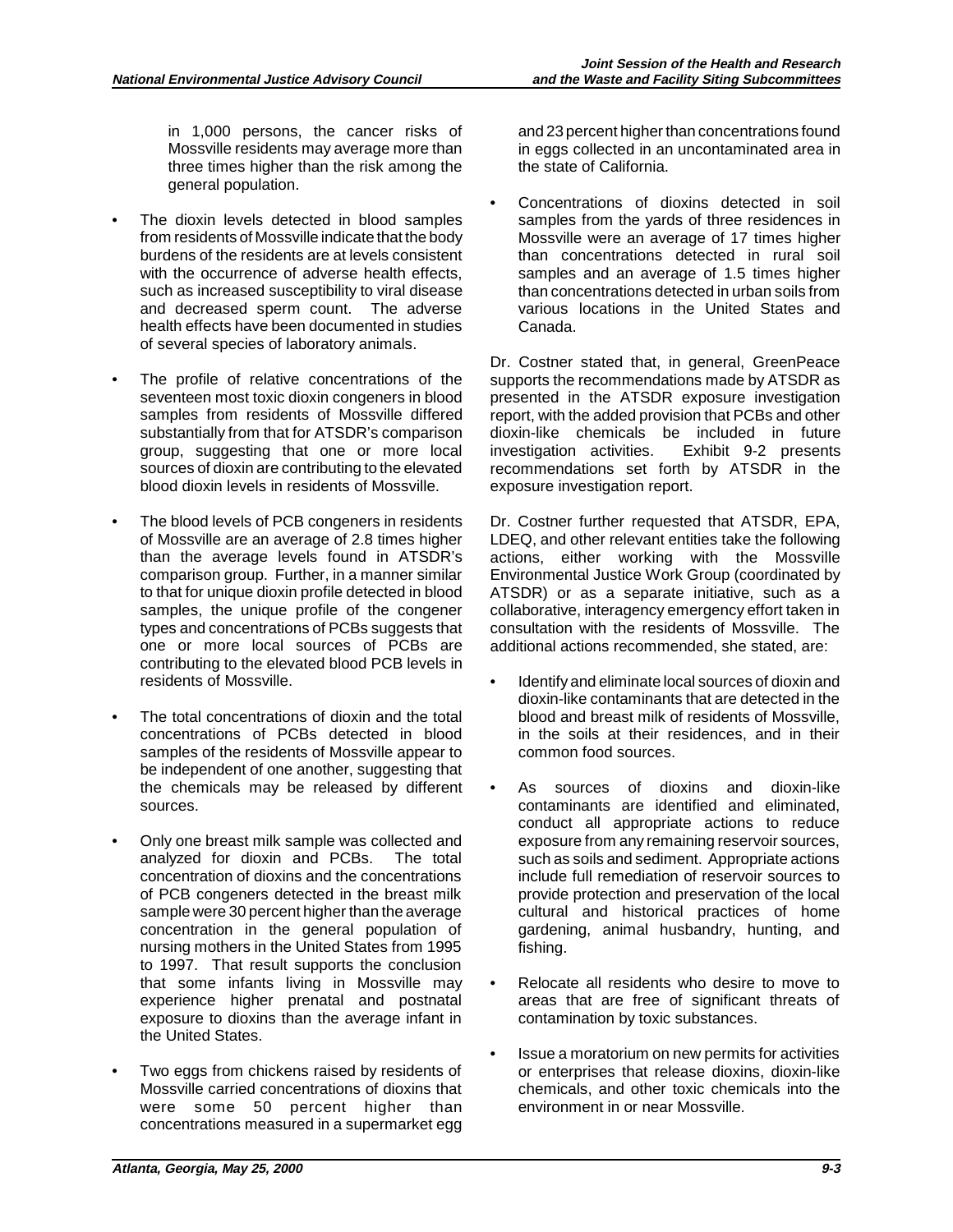in 1,000 persons, the cancer risks of Mossville residents may average more than three times higher than the risk among the general population.

- The dioxin levels detected in blood samples from residents of Mossville indicate that the body burdens of the residents are at levels consistent with the occurrence of adverse health effects, such as increased susceptibility to viral disease and decreased sperm count. The adverse health effects have been documented in studies of several species of laboratory animals.

- The profile of relative concentrations of the seventeen most toxic dioxin congeners in blood samples from residents of Mossville differed substantially from that for ATSDR's comparison group, suggesting that one or more local sources of dioxin are contributing to the elevated blood dioxin levels in residents of Mossville.

- The blood levels of PCB congeners in residents of Mossville are an average of 2.8 times higher than the average levels found in ATSDR's comparison group. Further, in a manner similar to that for unique dioxin profile detected in blood samples, the unique profile of the congener types and concentrations of PCBs suggests that one or more local sources of PCBs are contributing to the elevated blood PCB levels in residents of Mossville.

- The total concentrations of dioxin and the total concentrations of PCBs detected in blood samples of the residents of Mossville appear to be independent of one another, suggesting that the chemicals may be released by different sources.

- Only one breast milk sample was collected and analyzed for dioxin and PCBs. The total concentration of dioxins and the concentrations of PCB congeners detected in the breast milk sample were 30 percent higher than the average concentration in the general population of nursing mothers in the United States from 1995 to 1997. That result supports the conclusion that some infants living in Mossville may experience higher prenatal and postnatal exposure to dioxins than the average infant in the United States.

- Two eggs from chickens raised by residents of Mossville carried concentrations of dioxins that were some 50 percent higher than concentrations measured in a supermarket egg and 23 percent higher than concentrations found in eggs collected in an uncontaminated area in the state of California.

- Concentrations of dioxins detected in soil samples from the yards of three residences in Mossville were an average of 17 times higher than concentrations detected in rural soil samples and an average of 1.5 times higher than concentrations detected in urban soils from various locations in the United States and Canada.

Dr. Costner stated that, in general, GreenPeace supports the recommendations made by ATSDR as presented in the ATSDR exposure investigation report, with the added provision that PCBs and other dioxin-like chemicals be included in future investigation activities. Exhibit 9-2 presents recommendations set forth by ATSDR in the exposure investigation report.

Dr. Costner further requested that ATSDR, EPA, LDEQ, and other relevant entities take the following actions, either working with the Mossville Environmental Justice Work Group (coordinated by ATSDR) or as a separate initiative, such as a collaborative, interagency emergency effort taken in consultation with the residents of Mossville. The additional actions recommended, she stated, are:

- Identify and eliminate local sources of dioxin and dioxin-like contaminants that are detected in the blood and breast milk of residents of Mossville, in the soils at their residences, and in their common food sources.

- As sources of dioxins and dioxin-like contaminants are identified and eliminated, conduct all appropriate actions to reduce exposure from any remaining reservoir sources, such as soils and sediment. Appropriate actions include full remediation of reservoir sources to provide protection and preservation of the local cultural and historical practices of home gardening, animal husbandry, hunting, and fishing.

- Relocate all residents who desire to move to areas that are free of significant threats of contamination by toxic substances.

- Issue a moratorium on new permits for activities or enterprises that release dioxins, dioxin-like chemicals, and other toxic chemicals into the environment in or near Mossville.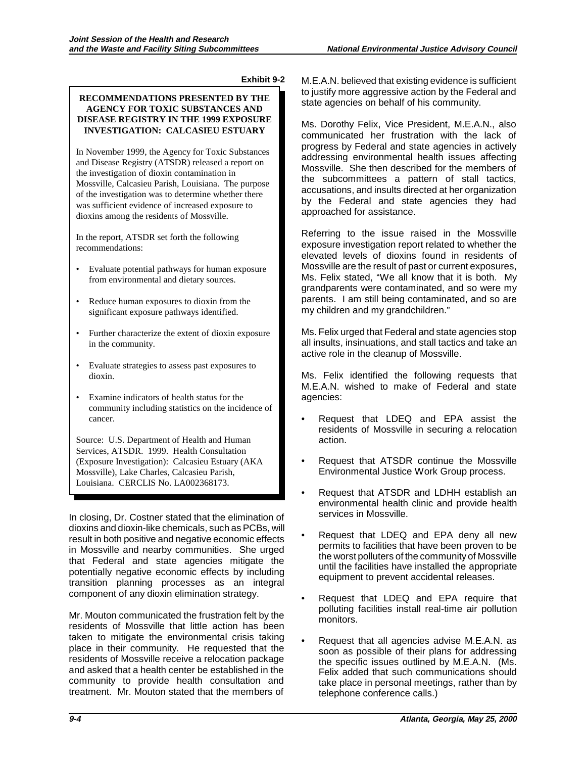Exhibit 9-2

**RECOMMENDATIONS PRESENTED BY THE AGENCY FOR TOXIC SUBSTANCES AND DISEASE REGISTRY IN THE 1999 EXPOSURE INVESTIGATION: CALCASIEU ESTUARY**

In November 1999, the Agency for Toxic Substances and Disease Registry (ATSDR) released a report on the investigation of dioxin contamination in Mossville, Calcasieu Parish, Louisiana. The purpose of the investigation was to determine whether there was sufficient evidence of increased exposure to dioxins among the residents of Mossville.

In the report, ATSDR set forth the following recommendations:

- Evaluate potential pathways for human exposure from environmental and dietary sources.
- Reduce human exposures to dioxin from the significant exposure pathways identified.
- Further characterize the extent of dioxin exposure in the community.
- Evaluate strategies to assess past exposures to dioxin.
- Examine indicators of health status for the community including statistics on the incidence of cancer.

Source: U.S. Department of Health and Human Services, ATSDR. 1999. Health Consultation (Exposure Investigation): Calcasieu Estuary (AKA Mossville), Lake Charles, Calcasieu Parish, Louisiana. CERCLIS No. LA002368173.

In closing, Dr. Costner stated that the elimination of dioxins and dioxin-like chemicals, such as PCBs, will result in both positive and negative economic effects in Mossville and nearby communities. She urged that Federal and state agencies mitigate the potentially negative economic effects by including transition planning processes as an integral component of any dioxin elimination strategy.

Mr. Mouton communicated the frustration felt by the residents of Mossville that little action has been taken to mitigate the environmental crisis taking place in their community. He requested that the residents of Mossville receive a relocation package and asked that a health center be established in the community to provide health consultation and treatment. Mr. Mouton stated that the members of M.E.A.N. believed that existing evidence is sufficient to justify more aggressive action by the Federal and state agencies on behalf of his community.

Ms. Dorothy Felix, Vice President, M.E.A.N., also communicated her frustration with the lack of progress by Federal and state agencies in actively addressing environmental health issues affecting Mossville. She then described for the members of the subcommittees a pattern of stall tactics, accusations, and insults directed at her organization by the Federal and state agencies they had approached for assistance.

Referring to the issue raised in the Mossville exposure investigation report related to whether the elevated levels of dioxins found in residents of Mossville are the result of past or current exposures, Ms. Felix stated, "We all know that it is both. My grandparents were contaminated, and so were my parents. I am still being contaminated, and so are my children and my grandchildren."

Ms. Felix urged that Federal and state agencies stop all insults, insinuations, and stall tactics and take an active role in the cleanup of Mossville.

Ms. Felix identified the following requests that M.E.A.N. wished to make of Federal and state agencies:

- Request that LDEQ and EPA assist the residents of Mossville in securing a relocation action.
- Request that ATSDR continue the Mossville Environmental Justice Work Group process.
- Request that ATSDR and LDHH establish an environmental health clinic and provide health services in Mossville.
- Request that LDEQ and EPA deny all new permits to facilities that have been proven to be the worst polluters of the community of Mossville until the facilities have installed the appropriate equipment to prevent accidental releases.
- Request that LDEQ and EPA require that polluting facilities install real-time air pollution monitors.
- Request that all agencies advise M.E.A.N. as soon as possible of their plans for addressing the specific issues outlined by M.E.A.N. (Ms. Felix added that such communications should take place in personal meetings, rather than by telephone conference calls.)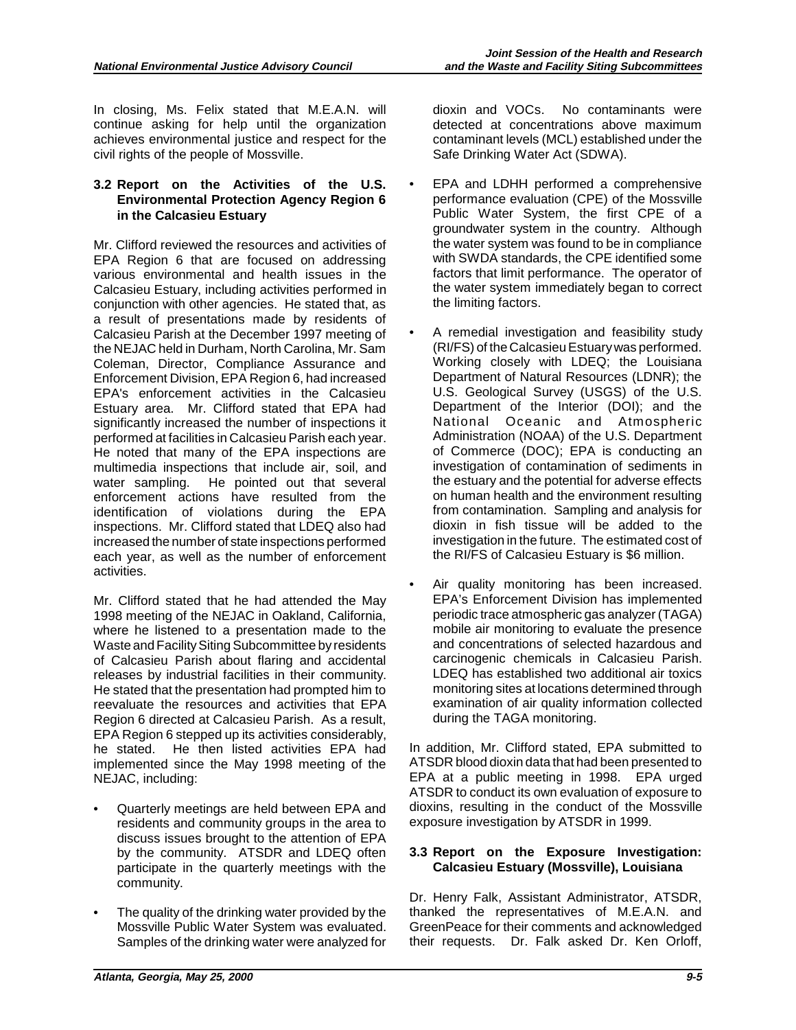In closing, Ms. Felix stated that M.E.A.N. will continue asking for help until the organization achieves environmental justice and respect for the civil rights of the people of Mossville.

### 3.2 Report on the Activities of the U.S. Environmental Protection Agency Region 6 in the Calcasieu Estuary

Mr. Clifford reviewed the resources and activities of EPA Region 6 that are focused on addressing various environmental and health issues in the Calcasieu Estuary, including activities performed in conjunction with other agencies. He stated that, as a result of presentations made by residents of Calcasieu Parish at the December 1997 meeting of the NEJAC held in Durham, North Carolina, Mr. Sam Coleman, Director, Compliance Assurance and Enforcement Division, EPA Region 6, had increased EPA's enforcement activities in the Calcasieu Estuary area. Mr. Clifford stated that EPA had significantly increased the number of inspections it performed at facilities in Calcasieu Parish each year. He noted that many of the EPA inspections are multimedia inspections that include air, soil, and water sampling. He pointed out that several enforcement actions have resulted from the identification of violations during the EPA inspections. Mr. Clifford stated that LDEQ also had increased the number of state inspections performed each year, as well as the number of enforcement activities.

Mr. Clifford stated that he had attended the May 1998 meeting of the NEJAC in Oakland, California, where he listened to a presentation made to the Waste and Facility Siting Subcommittee by residents of Calcasieu Parish about flaring and accidental releases by industrial facilities in their community. He stated that the presentation had prompted him to reevaluate the resources and activities that EPA Region 6 directed at Calcasieu Parish. As a result, EPA Region 6 stepped up its activities considerably, he stated. He then listed activities EPA had implemented since the May 1998 meeting of the NEJAC, including:

- Quarterly meetings are held between EPA and residents and community groups in the area to discuss issues brought to the attention of EPA by the community. ATSDR and LDEQ often participate in the quarterly meetings with the community.
- The quality of the drinking water provided by the Mossville Public Water System was evaluated. Samples of the drinking water were analyzed for dioxin and VOCs. No contaminants were detected at concentrations above maximum contaminant levels (MCL) established under the Safe Drinking Water Act (SDWA).
- EPA and LDHH performed a comprehensive performance evaluation (CPE) of the Mossville Public Water System, the first CPE of a groundwater system in the country. Although the water system was found to be in compliance with SWDA standards, the CPE identified some factors that limit performance. The operator of the water system immediately began to correct the limiting factors.
- A remedial investigation and feasibility study (RI/FS) of the Calcasieu Estuary was performed. Working closely with LDEQ; the Louisiana Department of Natural Resources (LDNR); the U.S. Geological Survey (USGS) of the U.S. Department of the Interior (DOI); and the National Oceanic and Atmospheric Administration (NOAA) of the U.S. Department of Commerce (DOC); EPA is conducting an investigation of contamination of sediments in the estuary and the potential for adverse effects on human health and the environment resulting from contamination. Sampling and analysis for dioxin in fish tissue will be added to the investigation in the future. The estimated cost of the RI/FS of Calcasieu Estuary is $6 million.
- Air quality monitoring has been increased. EPA's Enforcement Division has implemented periodic trace atmospheric gas analyzer (TAGA) mobile air monitoring to evaluate the presence and concentrations of selected hazardous and carcinogenic chemicals in Calcasieu Parish. LDEQ has established two additional air toxics monitoring sites at locations determined through examination of air quality information collected during the TAGA monitoring.

In addition, Mr. Clifford stated, EPA submitted to ATSDR blood dioxin data that had been presented to EPA at a public meeting in 1998. EPA urged ATSDR to conduct its own evaluation of exposure to dioxins, resulting in the conduct of the Mossville exposure investigation by ATSDR in 1999.

### 3.3 Report on the Exposure Investigation: Calcasieu Estuary (Mossville), Louisiana

Dr. Henry Falk, Assistant Administrator, ATSDR, thanked the representatives of M.E.A.N. and GreenPeace for their comments and acknowledged their requests. Dr. Falk asked Dr. Ken Orloff,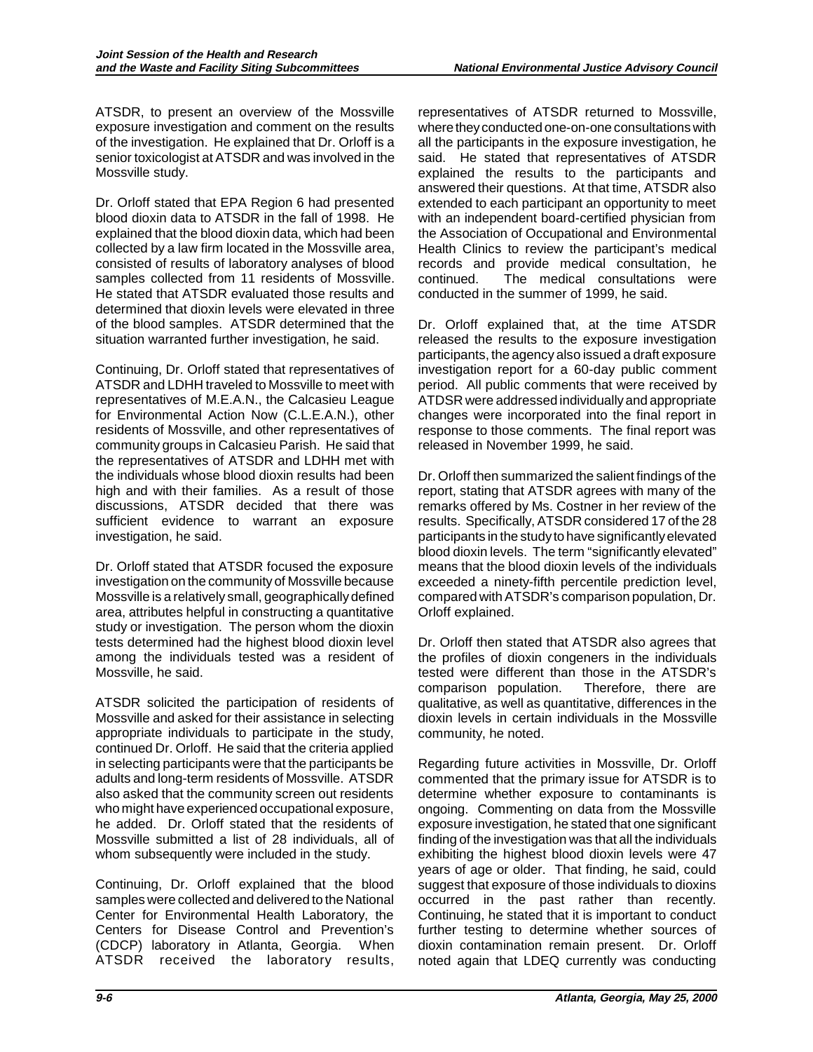ATSDR, to present an overview of the Mossville exposure investigation and comment on the results of the investigation. He explained that Dr. Orloff is a senior toxicologist at ATSDR and was involved in the Mossville study.

Dr. Orloff stated that EPA Region 6 had presented blood dioxin data to ATSDR in the fall of 1998. He explained that the blood dioxin data, which had been collected by a law firm located in the Mossville area, consisted of results of laboratory analyses of blood samples collected from 11 residents of Mossville. He stated that ATSDR evaluated those results and determined that dioxin levels were elevated in three of the blood samples. ATSDR determined that the situation warranted further investigation, he said.

Continuing, Dr. Orloff stated that representatives of ATSDR and LDHH traveled to Mossville to meet with representatives of M.E.A.N., the Calcasieu League for Environmental Action Now (C.L.E.A.N.), other residents of Mossville, and other representatives of community groups in Calcasieu Parish. He said that the representatives of ATSDR and LDHH met with the individuals whose blood dioxin results had been high and with their families. As a result of those discussions, ATSDR decided that there was sufficient evidence to warrant an exposure investigation, he said.

Dr. Orloff stated that ATSDR focused the exposure investigation on the community of Mossville because Mossville is a relatively small, geographically defined area, attributes helpful in constructing a quantitative study or investigation. The person whom the dioxin tests determined had the highest blood dioxin level among the individuals tested was a resident of Mossville, he said.

ATSDR solicited the participation of residents of Mossville and asked for their assistance in selecting appropriate individuals to participate in the study, continued Dr. Orloff. He said that the criteria applied in selecting participants were that the participants be adults and long-term residents of Mossville. ATSDR also asked that the community screen out residents who might have experienced occupational exposure, he added. Dr. Orloff stated that the residents of Mossville submitted a list of 28 individuals, all of whom subsequently were included in the study.

Continuing, Dr. Orloff explained that the blood samples were collected and delivered to the National Center for Environmental Health Laboratory, the Centers for Disease Control and Prevention's (CDCP) laboratory in Atlanta, Georgia. When ATSDR received the laboratory results, representatives of ATSDR returned to Mossville, where they conducted one-on-one consultations with all the participants in the exposure investigation, he said. He stated that representatives of ATSDR explained the results to the participants and answered their questions. At that time, ATSDR also extended to each participant an opportunity to meet with an independent board-certified physician from the Association of Occupational and Environmental Health Clinics to review the participant's medical records and provide medical consultation, he continued. The medical consultations were conducted in the summer of 1999, he said.

Dr. Orloff explained that, at the time ATSDR released the results to the exposure investigation participants, the agency also issued a draft exposure investigation report for a 60-day public comment period. All public comments that were received by ATDSR were addressed individually and appropriate changes were incorporated into the final report in response to those comments. The final report was released in November 1999, he said.

Dr. Orloff then summarized the salient findings of the report, stating that ATSDR agrees with many of the remarks offered by Ms. Costner in her review of the results. Specifically, ATSDR considered 17 of the 28 participants in the study to have significantly elevated blood dioxin levels. The term "significantly elevated" means that the blood dioxin levels of the individuals exceeded a ninety-fifth percentile prediction level, compared with ATSDR's comparison population, Dr. Orloff explained.

Dr. Orloff then stated that ATSDR also agrees that the profiles of dioxin congeners in the individuals tested were different than those in the ATSDR's comparison population. Therefore, there are qualitative, as well as quantitative, differences in the dioxin levels in certain individuals in the Mossville community, he noted.

Regarding future activities in Mossville, Dr. Orloff commented that the primary issue for ATSDR is to determine whether exposure to contaminants is ongoing. Commenting on data from the Mossville exposure investigation, he stated that one significant finding of the investigation was that all the individuals exhibiting the highest blood dioxin levels were 47 years of age or older. That finding, he said, could suggest that exposure of those individuals to dioxins occurred in the past rather than recently. Continuing, he stated that it is important to conduct further testing to determine whether sources of dioxin contamination remain present. Dr. Orloff noted again that LDEQ currently was conducting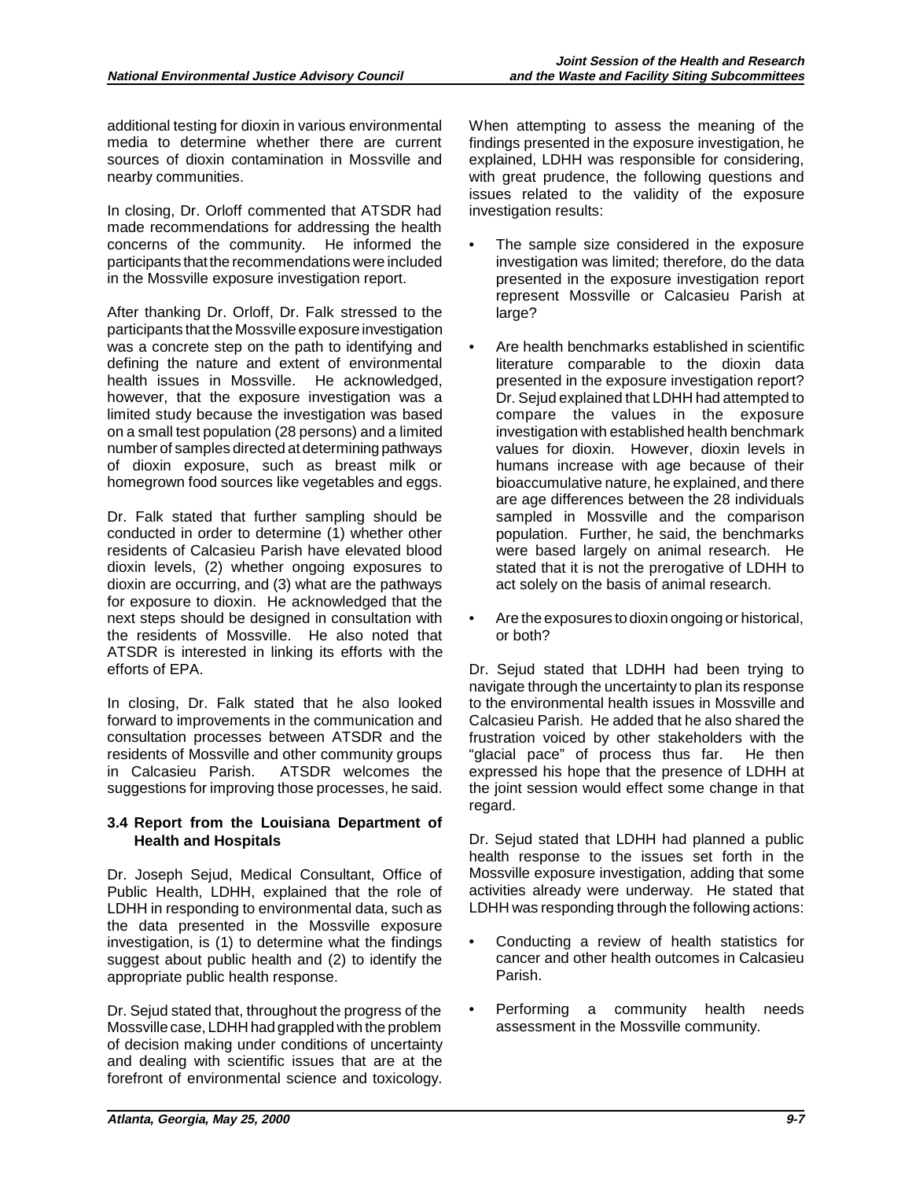additional testing for dioxin in various environmental media to determine whether there are current sources of dioxin contamination in Mossville and nearby communities.

In closing, Dr. Orloff commented that ATSDR had made recommendations for addressing the health concerns of the community. He informed the participants that the recommendations were included in the Mossville exposure investigation report.

After thanking Dr. Orloff, Dr. Falk stressed to the participants that the Mossville exposure investigation was a concrete step on the path to identifying and defining the nature and extent of environmental health issues in Mossville. He acknowledged, however, that the exposure investigation was a limited study because the investigation was based on a small test population (28 persons) and a limited number of samples directed at determining pathways of dioxin exposure, such as breast milk or homegrown food sources like vegetables and eggs.

Dr. Falk stated that further sampling should be conducted in order to determine (1) whether other residents of Calcasieu Parish have elevated blood dioxin levels, (2) whether ongoing exposures to dioxin are occurring, and (3) what are the pathways for exposure to dioxin. He acknowledged that the next steps should be designed in consultation with the residents of Mossville. He also noted that ATSDR is interested in linking its efforts with the efforts of EPA.

In closing, Dr. Falk stated that he also looked forward to improvements in the communication and consultation processes between ATSDR and the residents of Mossville and other community groups in Calcasieu Parish. ATSDR welcomes the suggestions for improving those processes, he said.

### 3.4 Report from the Louisiana Department of Health and Hospitals

Dr. Joseph Sejud, Medical Consultant, Office of Public Health, LDHH, explained that the role of LDHH in responding to environmental data, such as the data presented in the Mossville exposure investigation, is (1) to determine what the findings suggest about public health and (2) to identify the appropriate public health response.

Dr. Sejud stated that, throughout the progress of the Mossville case, LDHH had grappled with the problem of decision making under conditions of uncertainty and dealing with scientific issues that are at the forefront of environmental science and toxicology. When attempting to assess the meaning of the findings presented in the exposure investigation, he explained, LDHH was responsible for considering, with great prudence, the following questions and issues related to the validity of the exposure investigation results:

- The sample size considered in the exposure investigation was limited; therefore, do the data presented in the exposure investigation report represent Mossville or Calcasieu Parish at large?
- Are health benchmarks established in scientific literature comparable to the dioxin data presented in the exposure investigation report? Dr. Sejud explained that LDHH had attempted to compare the values in the exposure investigation with established health benchmark values for dioxin. However, dioxin levels in humans increase with age because of their bioaccumulative nature, he explained, and there are age differences between the 28 individuals sampled in Mossville and the comparison population. Further, he said, the benchmarks were based largely on animal research. He stated that it is not the prerogative of LDHH to act solely on the basis of animal research.
- Are the exposures to dioxin ongoing or historical, or both?

Dr. Sejud stated that LDHH had been trying to navigate through the uncertainty to plan its response to the environmental health issues in Mossville and Calcasieu Parish. He added that he also shared the frustration voiced by other stakeholders with the "glacial pace" of process thus far. He then expressed his hope that the presence of LDHH at the joint session would effect some change in that regard.

Dr. Sejud stated that LDHH had planned a public health response to the issues set forth in the Mossville exposure investigation, adding that some activities already were underway. He stated that LDHH was responding through the following actions:

- Conducting a review of health statistics for cancer and other health outcomes in Calcasieu Parish.
- Performing a community health needs assessment in the Mossville community.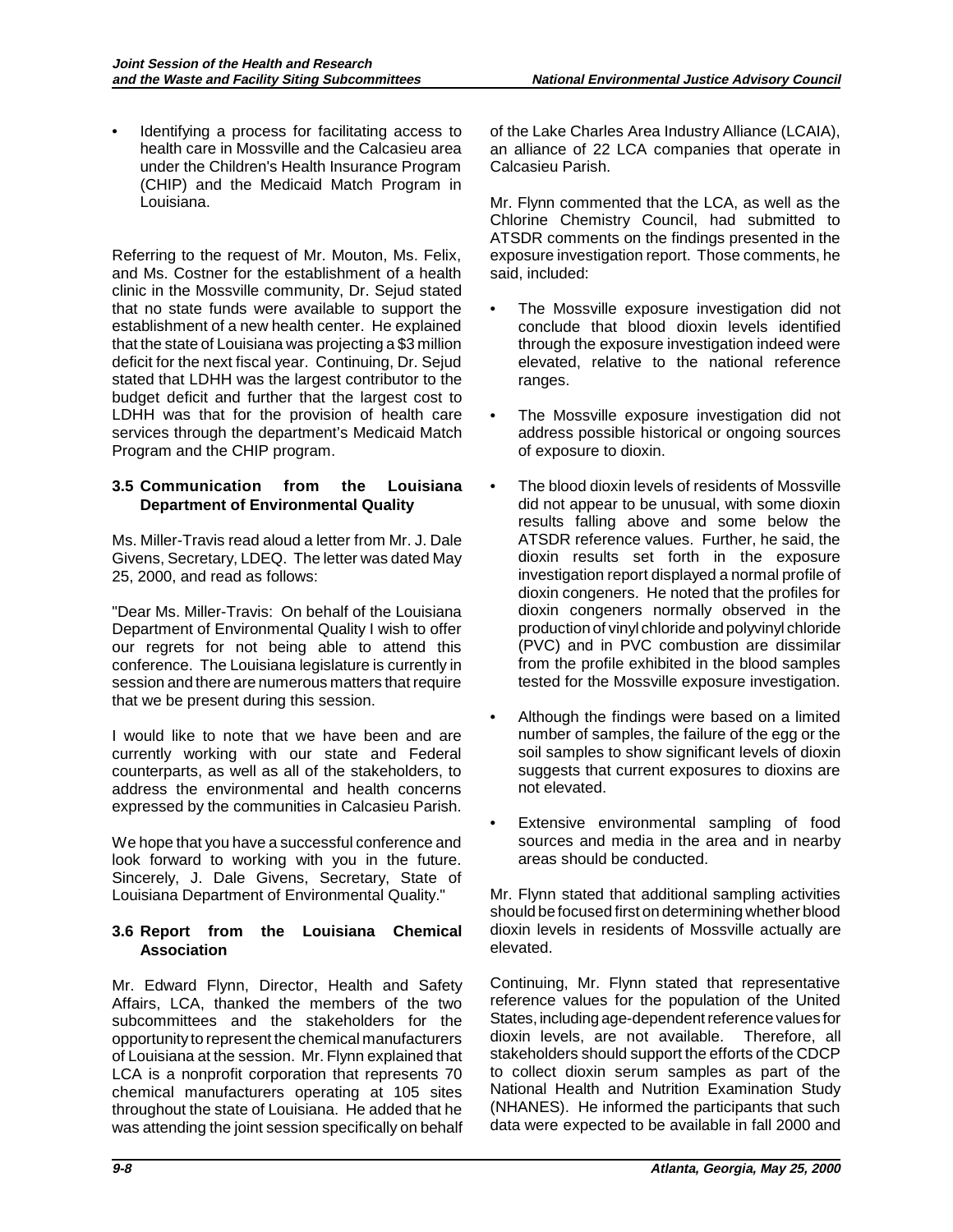- Identifying a process for facilitating access to health care in Mossville and the Calcasieu area under the Children's Health Insurance Program (CHIP) and the Medicaid Match Program in Louisiana.

Referring to the request of Mr. Mouton, Ms. Felix, and Ms. Costner for the establishment of a health clinic in the Mossville community, Dr. Sejud stated that no state funds were available to support the establishment of a new health center. He explained that the state of Louisiana was projecting a $3 million deficit for the next fiscal year. Continuing, Dr. Sejud stated that LDHH was the largest contributor to the budget deficit and further that the largest cost to LDHH was that for the provision of health care services through the department's Medicaid Match Program and the CHIP program.

### 3.5 Communication from the Louisiana Department of Environmental Quality

Ms. Miller-Travis read aloud a letter from Mr. J. Dale Givens, Secretary, LDEQ. The letter was dated May 25, 2000, and read as follows:

"Dear Ms. Miller-Travis: On behalf of the Louisiana Department of Environmental Quality I wish to offer our regrets for not being able to attend this conference. The Louisiana legislature is currently in session and there are numerous matters that require that we be present during this session.

I would like to note that we have been and are currently working with our state and Federal counterparts, as well as all of the stakeholders, to address the environmental and health concerns expressed by the communities in Calcasieu Parish.

We hope that you have a successful conference and look forward to working with you in the future. Sincerely, J. Dale Givens, Secretary, State of Louisiana Department of Environmental Quality."

### 3.6 Report from the Louisiana Chemical Association

Mr. Edward Flynn, Director, Health and Safety Affairs, LCA, thanked the members of the two subcommittees and the stakeholders for the opportunity to represent the chemical manufacturers of Louisiana at the session. Mr. Flynn explained that LCA is a nonprofit corporation that represents 70 chemical manufacturers operating at 105 sites throughout the state of Louisiana. He added that he was attending the joint session specifically on behalf of the Lake Charles Area Industry Alliance (LCAIA), an alliance of 22 LCA companies that operate in Calcasieu Parish.

Mr. Flynn commented that the LCA, as well as the Chlorine Chemistry Council, had submitted to ATSDR comments on the findings presented in the exposure investigation report. Those comments, he said, included:

- The Mossville exposure investigation did not conclude that blood dioxin levels identified through the exposure investigation indeed were elevated, relative to the national reference ranges.
- The Mossville exposure investigation did not address possible historical or ongoing sources of exposure to dioxin.
- The blood dioxin levels of residents of Mossville did not appear to be unusual, with some dioxin results falling above and some below the ATSDR reference values. Further, he said, the dioxin results set forth in the exposure investigation report displayed a normal profile of dioxin congeners. He noted that the profiles for dioxin congeners normally observed in the production of vinyl chloride and polyvinyl chloride (PVC) and in PVC combustion are dissimilar from the profile exhibited in the blood samples tested for the Mossville exposure investigation.
- Although the findings were based on a limited number of samples, the failure of the egg or the soil samples to show significant levels of dioxin suggests that current exposures to dioxins are not elevated.
- Extensive environmental sampling of food sources and media in the area and in nearby areas should be conducted.

Mr. Flynn stated that additional sampling activities should be focused first on determining whether blood dioxin levels in residents of Mossville actually are elevated.

Continuing, Mr. Flynn stated that representative reference values for the population of the United States, including age-dependent reference values for dioxin levels, are not available. Therefore, all stakeholders should support the efforts of the CDCP to collect dioxin serum samples as part of the National Health and Nutrition Examination Study (NHANES). He informed the participants that such data were expected to be available in fall 2000 and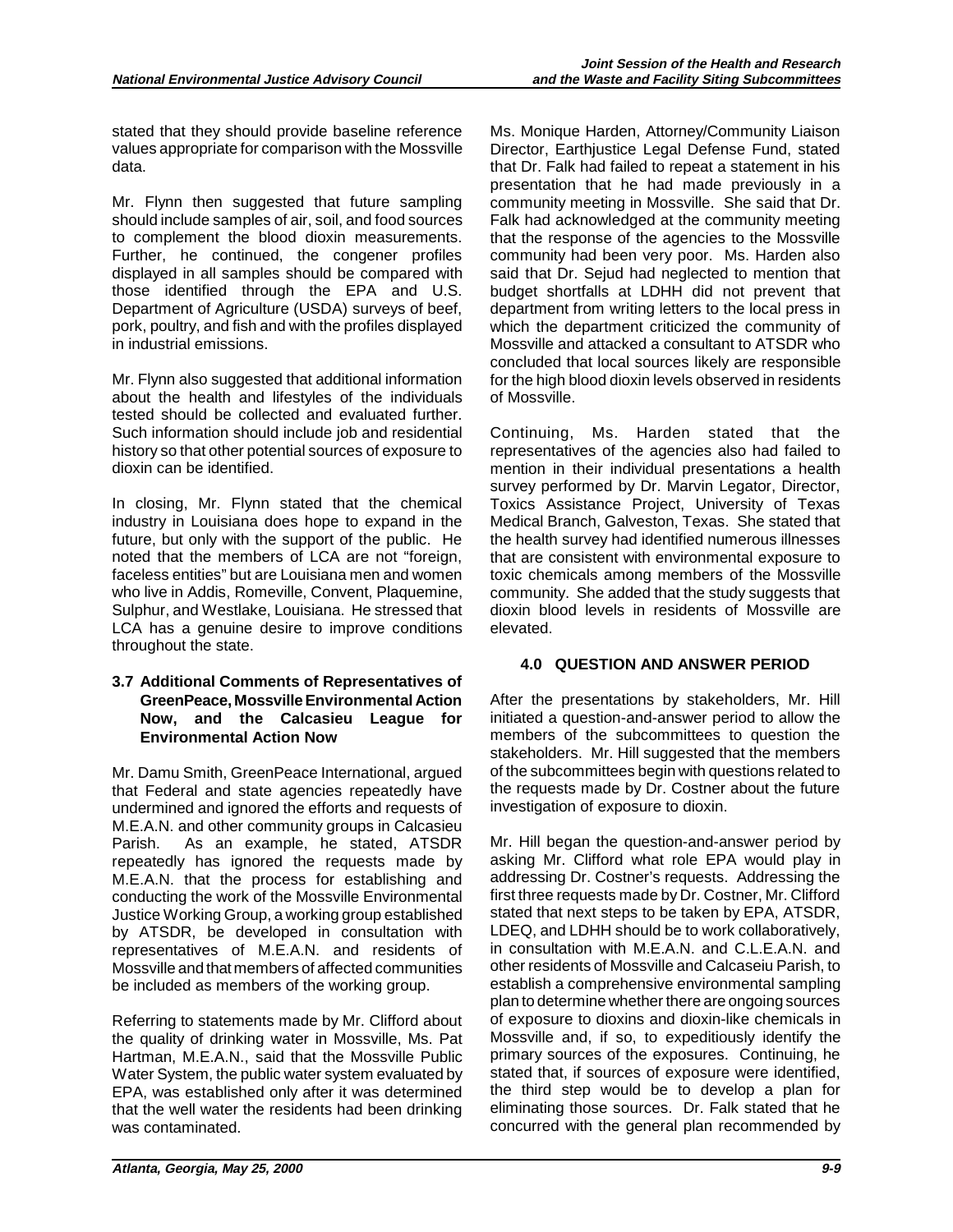stated that they should provide baseline reference values appropriate for comparison with the Mossville data.

Mr. Flynn then suggested that future sampling should include samples of air, soil, and food sources to complement the blood dioxin measurements. Further, he continued, the congener profiles displayed in all samples should be compared with those identified through the EPA and U.S. Department of Agriculture (USDA) surveys of beef, pork, poultry, and fish and with the profiles displayed in industrial emissions.

Mr. Flynn also suggested that additional information about the health and lifestyles of the individuals tested should be collected and evaluated further. Such information should include job and residential history so that other potential sources of exposure to dioxin can be identified.

In closing, Mr. Flynn stated that the chemical industry in Louisiana does hope to expand in the future, but only with the support of the public. He noted that the members of LCA are not "foreign, faceless entities" but are Louisiana men and women who live in Addis, Romeville, Convent, Plaquemine, Sulphur, and Westlake, Louisiana. He stressed that LCA has a genuine desire to improve conditions throughout the state.

### 3.7 Additional Comments of Representatives of GreenPeace, Mossville Environmental Action Now, and the Calcasieu League for Environmental Action Now

Mr. Damu Smith, GreenPeace International, argued that Federal and state agencies repeatedly have undermined and ignored the efforts and requests of M.E.A.N. and other community groups in Calcasieu Parish. As an example, he stated, ATSDR repeatedly has ignored the requests made by M.E.A.N. that the process for establishing and conducting the work of the Mossville Environmental Justice Working Group, a working group established by ATSDR, be developed in consultation with representatives of M.E.A.N. and residents of Mossville and that members of affected communities be included as members of the working group.

Referring to statements made by Mr. Clifford about the quality of drinking water in Mossville, Ms. Pat Hartman, M.E.A.N., said that the Mossville Public Water System, the public water system evaluated by EPA, was established only after it was determined that the well water the residents had been drinking was contaminated.

Ms. Monique Harden, Attorney/Community Liaison Director, Earthjustice Legal Defense Fund, stated that Dr. Falk had failed to repeat a statement in his presentation that he had made previously in a community meeting in Mossville. She said that Dr. Falk had acknowledged at the community meeting that the response of the agencies to the Mossville community had been very poor. Ms. Harden also said that Dr. Sejud had neglected to mention that budget shortfalls at LDHH did not prevent that department from writing letters to the local press in which the department criticized the community of Mossville and attacked a consultant to ATSDR who concluded that local sources likely are responsible for the high blood dioxin levels observed in residents of Mossville.

Continuing, Ms. Harden stated that the representatives of the agencies also had failed to mention in their individual presentations a health survey performed by Dr. Marvin Legator, Director, Toxics Assistance Project, University of Texas Medical Branch, Galveston, Texas. She stated that the health survey had identified numerous illnesses that are consistent with environmental exposure to toxic chemicals among members of the Mossville community. She added that the study suggests that dioxin blood levels in residents of Mossville are elevated.

## 4.0 QUESTION AND ANSWER PERIOD

After the presentations by stakeholders, Mr. Hill initiated a question-and-answer period to allow the members of the subcommittees to question the stakeholders. Mr. Hill suggested that the members of the subcommittees begin with questions related to the requests made by Dr. Costner about the future investigation of exposure to dioxin.

Mr. Hill began the question-and-answer period by asking Mr. Clifford what role EPA would play in addressing Dr. Costner's requests. Addressing the first three requests made by Dr. Costner, Mr. Clifford stated that next steps to be taken by EPA, ATSDR, LDEQ, and LDHH should be to work collaboratively, in consultation with M.E.A.N. and C.L.E.A.N. and other residents of Mossville and Calcaseiu Parish, to establish a comprehensive environmental sampling plan to determine whether there are ongoing sources of exposure to dioxins and dioxin-like chemicals in Mossville and, if so, to expeditiously identify the primary sources of the exposures. Continuing, he stated that, if sources of exposure were identified, the third step would be to develop a plan for eliminating those sources. Dr. Falk stated that he concurred with the general plan recommended by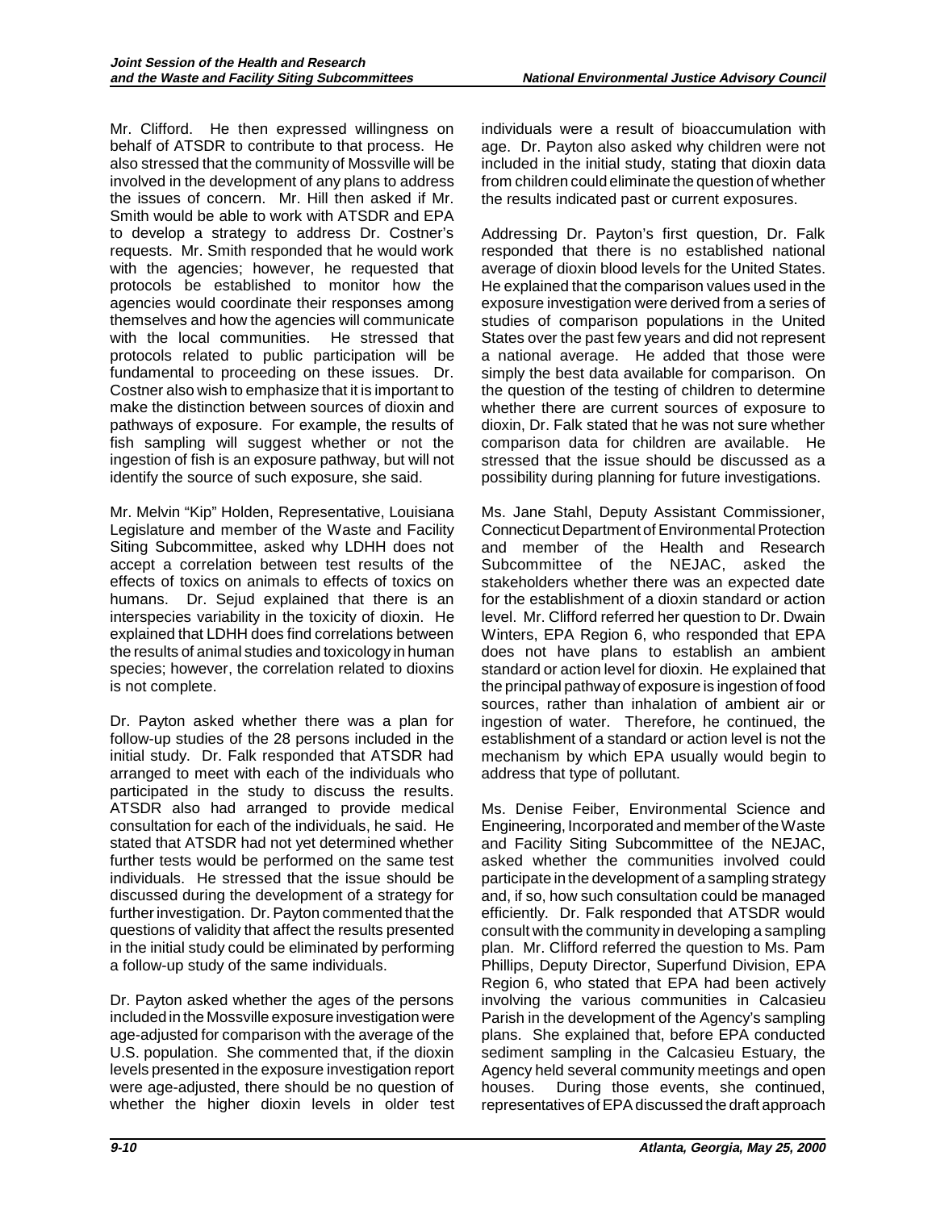Mr. Clifford. He then expressed willingness on behalf of ATSDR to contribute to that process. He also stressed that the community of Mossville will be involved in the development of any plans to address the issues of concern. Mr. Hill then asked if Mr. Smith would be able to work with ATSDR and EPA to develop a strategy to address Dr. Costner's requests. Mr. Smith responded that he would work with the agencies; however, he requested that protocols be established to monitor how the agencies would coordinate their responses among themselves and how the agencies will communicate with the local communities. He stressed that protocols related to public participation will be fundamental to proceeding on these issues. Dr. Costner also wish to emphasize that it is important to make the distinction between sources of dioxin and pathways of exposure. For example, the results of fish sampling will suggest whether or not the ingestion of fish is an exposure pathway, but will not identify the source of such exposure, she said.

Mr. Melvin "Kip" Holden, Representative, Louisiana Legislature and member of the Waste and Facility Siting Subcommittee, asked why LDHH does not accept a correlation between test results of the effects of toxics on animals to effects of toxics on humans. Dr. Sejud explained that there is an interspecies variability in the toxicity of dioxin. He explained that LDHH does find correlations between the results of animal studies and toxicology in human species; however, the correlation related to dioxins is not complete.

Dr. Payton asked whether there was a plan for follow-up studies of the 28 persons included in the initial study. Dr. Falk responded that ATSDR had arranged to meet with each of the individuals who participated in the study to discuss the results. ATSDR also had arranged to provide medical consultation for each of the individuals, he said. He stated that ATSDR had not yet determined whether further tests would be performed on the same test individuals. He stressed that the issue should be discussed during the development of a strategy for further investigation. Dr. Payton commented that the questions of validity that affect the results presented in the initial study could be eliminated by performing a follow-up study of the same individuals.

Dr. Payton asked whether the ages of the persons included in the Mossville exposure investigation were age-adjusted for comparison with the average of the U.S. population. She commented that, if the dioxin levels presented in the exposure investigation report were age-adjusted, there should be no question of whether the higher dioxin levels in older test individuals were a result of bioaccumulation with age. Dr. Payton also asked why children were not included in the initial study, stating that dioxin data from children could eliminate the question of whether the results indicated past or current exposures.

Addressing Dr. Payton's first question, Dr. Falk responded that there is no established national average of dioxin blood levels for the United States. He explained that the comparison values used in the exposure investigation were derived from a series of studies of comparison populations in the United States over the past few years and did not represent a national average. He added that those were simply the best data available for comparison. On the question of the testing of children to determine whether there are current sources of exposure to dioxin, Dr. Falk stated that he was not sure whether comparison data for children are available. He stressed that the issue should be discussed as a possibility during planning for future investigations.

Ms. Jane Stahl, Deputy Assistant Commissioner, Connecticut Department of Environmental Protection and member of the Health and Research Subcommittee of the NEJAC, asked the stakeholders whether there was an expected date for the establishment of a dioxin standard or action level. Mr. Clifford referred her question to Dr. Dwain Winters, EPA Region 6, who responded that EPA does not have plans to establish an ambient standard or action level for dioxin. He explained that the principal pathway of exposure is ingestion of food sources, rather than inhalation of ambient air or ingestion of water. Therefore, he continued, the establishment of a standard or action level is not the mechanism by which EPA usually would begin to address that type of pollutant.

Ms. Denise Feiber, Environmental Science and Engineering, Incorporated and member of the Waste and Facility Siting Subcommittee of the NEJAC, asked whether the communities involved could participate in the development of a sampling strategy and, if so, how such consultation could be managed efficiently. Dr. Falk responded that ATSDR would consult with the community in developing a sampling plan. Mr. Clifford referred the question to Ms. Pam Phillips, Deputy Director, Superfund Division, EPA Region 6, who stated that EPA had been actively involving the various communities in Calcasieu Parish in the development of the Agency's sampling plans. She explained that, before EPA conducted sediment sampling in the Calcasieu Estuary, the Agency held several community meetings and open houses. During those events, she continued, representatives of EPA discussed the draft approach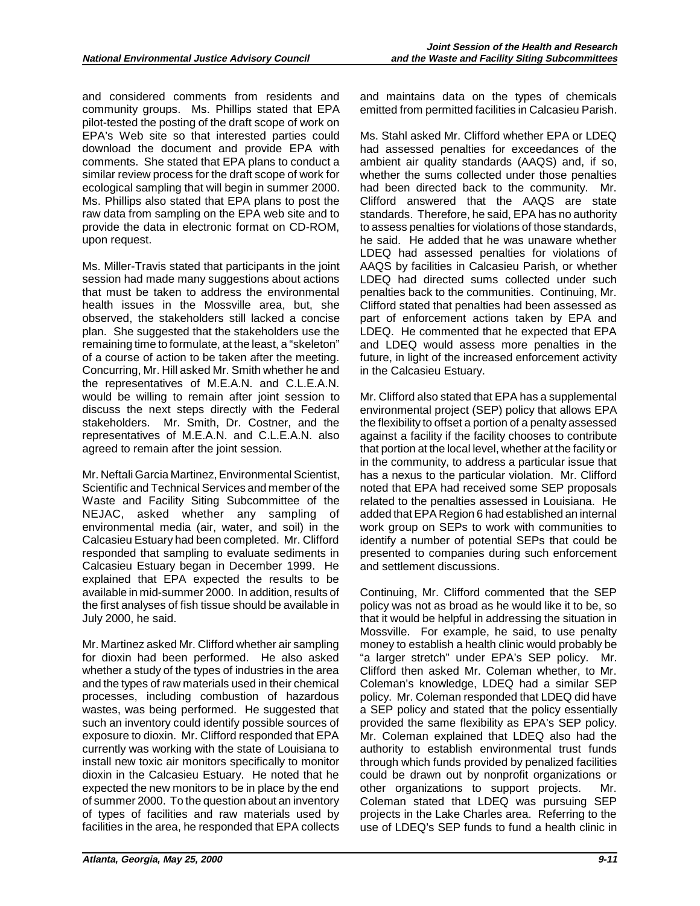and considered comments from residents and community groups. Ms. Phillips stated that EPA pilot-tested the posting of the draft scope of work on EPA's Web site so that interested parties could download the document and provide EPA with comments. She stated that EPA plans to conduct a similar review process for the draft scope of work for ecological sampling that will begin in summer 2000. Ms. Phillips also stated that EPA plans to post the raw data from sampling on the EPA web site and to provide the data in electronic format on CD-ROM, upon request.

Ms. Miller-Travis stated that participants in the joint session had made many suggestions about actions that must be taken to address the environmental health issues in the Mossville area, but, she observed, the stakeholders still lacked a concise plan. She suggested that the stakeholders use the remaining time to formulate, at the least, a "skeleton" of a course of action to be taken after the meeting. Concurring, Mr. Hill asked Mr. Smith whether he and the representatives of M.E.A.N. and C.L.E.A.N. would be willing to remain after joint session to discuss the next steps directly with the Federal stakeholders. Mr. Smith, Dr. Costner, and the representatives of M.E.A.N. and C.L.E.A.N. also agreed to remain after the joint session.

Mr. Neftali Garcia Martinez, Environmental Scientist, Scientific and Technical Services and member of the Waste and Facility Siting Subcommittee of the NEJAC, asked whether any sampling of environmental media (air, water, and soil) in the Calcasieu Estuary had been completed. Mr. Clifford responded that sampling to evaluate sediments in Calcasieu Estuary began in December 1999. He explained that EPA expected the results to be available in mid-summer 2000. In addition, results of the first analyses of fish tissue should be available in July 2000, he said.

Mr. Martinez asked Mr. Clifford whether air sampling for dioxin had been performed. He also asked whether a study of the types of industries in the area and the types of raw materials used in their chemical processes, including combustion of hazardous wastes, was being performed. He suggested that such an inventory could identify possible sources of exposure to dioxin. Mr. Clifford responded that EPA currently was working with the state of Louisiana to install new toxic air monitors specifically to monitor dioxin in the Calcasieu Estuary. He noted that he expected the new monitors to be in place by the end of summer 2000. To the question about an inventory of types of facilities and raw materials used by facilities in the area, he responded that EPA collects and maintains data on the types of chemicals emitted from permitted facilities in Calcasieu Parish.

Ms. Stahl asked Mr. Clifford whether EPA or LDEQ had assessed penalties for exceedances of the ambient air quality standards (AAQS) and, if so, whether the sums collected under those penalties had been directed back to the community. Mr. Clifford answered that the AAQS are state standards. Therefore, he said, EPA has no authority to assess penalties for violations of those standards, he said. He added that he was unaware whether LDEQ had assessed penalties for violations of AAQS by facilities in Calcasieu Parish, or whether LDEQ had directed sums collected under such penalties back to the communities. Continuing, Mr. Clifford stated that penalties had been assessed as part of enforcement actions taken by EPA and LDEQ. He commented that he expected that EPA and LDEQ would assess more penalties in the future, in light of the increased enforcement activity in the Calcasieu Estuary.

Mr. Clifford also stated that EPA has a supplemental environmental project (SEP) policy that allows EPA the flexibility to offset a portion of a penalty assessed against a facility if the facility chooses to contribute that portion at the local level, whether at the facility or in the community, to address a particular issue that has a nexus to the particular violation. Mr. Clifford noted that EPA had received some SEP proposals related to the penalties assessed in Louisiana. He added that EPA Region 6 had established an internal work group on SEPs to work with communities to identify a number of potential SEPs that could be presented to companies during such enforcement and settlement discussions.

Continuing, Mr. Clifford commented that the SEP policy was not as broad as he would like it to be, so that it would be helpful in addressing the situation in Mossville. For example, he said, to use penalty money to establish a health clinic would probably be "a larger stretch" under EPA's SEP policy. Mr. Clifford then asked Mr. Coleman whether, to Mr. Coleman's knowledge, LDEQ had a similar SEP policy. Mr. Coleman responded that LDEQ did have a SEP policy and stated that the policy essentially provided the same flexibility as EPA's SEP policy. Mr. Coleman explained that LDEQ also had the authority to establish environmental trust funds through which funds provided by penalized facilities could be drawn out by nonprofit organizations or other organizations to support projects. Mr. Coleman stated that LDEQ was pursuing SEP projects in the Lake Charles area. Referring to the use of LDEQ's SEP funds to fund a health clinic in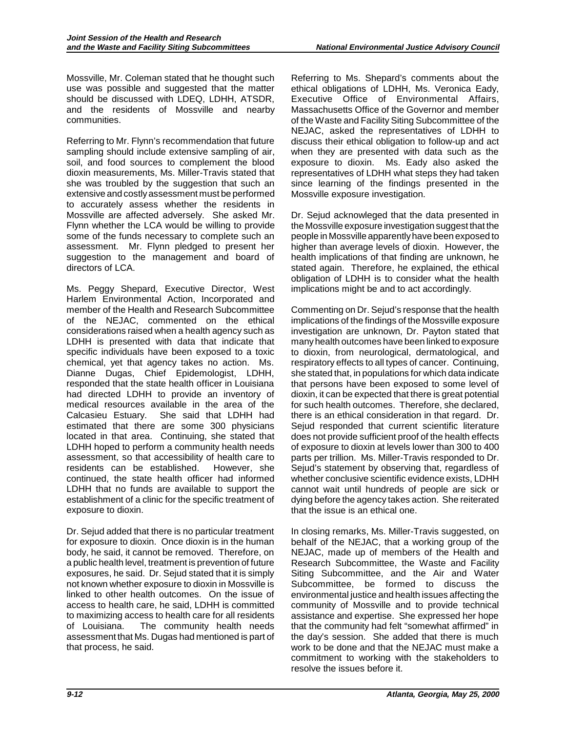Mossville, Mr. Coleman stated that he thought such use was possible and suggested that the matter should be discussed with LDEQ, LDHH, ATSDR, and the residents of Mossville and nearby communities.

Referring to Mr. Flynn's recommendation that future sampling should include extensive sampling of air, soil, and food sources to complement the blood dioxin measurements, Ms. Miller-Travis stated that she was troubled by the suggestion that such an extensive and costly assessment must be performed to accurately assess whether the residents in Mossville are affected adversely. She asked Mr. Flynn whether the LCA would be willing to provide some of the funds necessary to complete such an assessment. Mr. Flynn pledged to present her suggestion to the management and board of directors of LCA.

Ms. Peggy Shepard, Executive Director, West Harlem Environmental Action, Incorporated and member of the Health and Research Subcommittee of the NEJAC, commented on the ethical considerations raised when a health agency such as LDHH is presented with data that indicate that specific individuals have been exposed to a toxic chemical, yet that agency takes no action. Ms. Dianne Dugas, Chief Epidemiologist, LDHH, responded that the state health officer in Louisiana had directed LDHH to provide an inventory of medical resources available in the area of the Calcasieu Estuary. She said that LDHH had estimated that there are some 300 physicians located in that area. Continuing, she stated that LDHH hoped to perform a community health needs assessment, so that accessibility of health care to residents can be established. However, she continued, the state health officer had informed LDHH that no funds are available to support the establishment of a clinic for the specific treatment of exposure to dioxin.

Dr. Sejud added that there is no particular treatment for exposure to dioxin. Once dioxin is in the human body, he said, it cannot be removed. Therefore, on a public health level, treatment is prevention of future exposures, he said. Dr. Sejud stated that it is simply not known whether exposure to dioxin in Mossville is linked to other health outcomes. On the issue of access to health care, he said, LDHH is committed to maximizing access to health care for all residents of Louisiana. The community health needs assessment that Ms. Dugas had mentioned is part of that process, he said.

Referring to Ms. Shepard's comments about the ethical obligations of LDHH, Ms. Veronica Eady, Executive Office of Environmental Affairs, Massachusetts Office of the Governor and member of the Waste and Facility Siting Subcommittee of the NEJAC, asked the representatives of LDHH to discuss their ethical obligation to follow-up and act when they are presented with data such as the exposure to dioxin. Ms. Eady also asked the representatives of LDHH what steps they had taken since learning of the findings presented in the Mossville exposure investigation.

Dr. Sejud acknowleged that the data presented in the Mossville exposure investigation suggest that the people in Mossville apparently have been exposed to higher than average levels of dioxin. However, the health implications of that finding are unknown, he stated again. Therefore, he explained, the ethical obligation of LDHH is to consider what the health implications might be and to act accordingly.

Commenting on Dr. Sejud's response that the health implications of the findings of the Mossville exposure investigation are unknown, Dr. Payton stated that many health outcomes have been linked to exposure to dioxin, from neurological, dermatological, and respiratory effects to all types of cancer. Continuing, she stated that, in populations for which data indicate that persons have been exposed to some level of dioxin, it can be expected that there is great potential for such health outcomes. Therefore, she declared, there is an ethical consideration in that regard. Dr. Sejud responded that current scientific literature does not provide sufficient proof of the health effects of exposure to dioxin at levels lower than 300 to 400 parts per trillion. Ms. Miller-Travis responded to Dr. Sejud's statement by observing that, regardless of whether conclusive scientific evidence exists, LDHH cannot wait until hundreds of people are sick or dying before the agency takes action. She reiterated that the issue is an ethical one.

In closing remarks, Ms. Miller-Travis suggested, on behalf of the NEJAC, that a working group of the NEJAC, made up of members of the Health and Research Subcommittee, the Waste and Facility Siting Subcommittee, and the Air and Water Subcommittee, be formed to discuss the environmental justice and health issues affecting the community of Mossville and to provide technical assistance and expertise. She expressed her hope that the community had felt "somewhat affirmed" in the day's session. She added that there is much work to be done and that the NEJAC must make a commitment to working with the stakeholders to resolve the issues before it.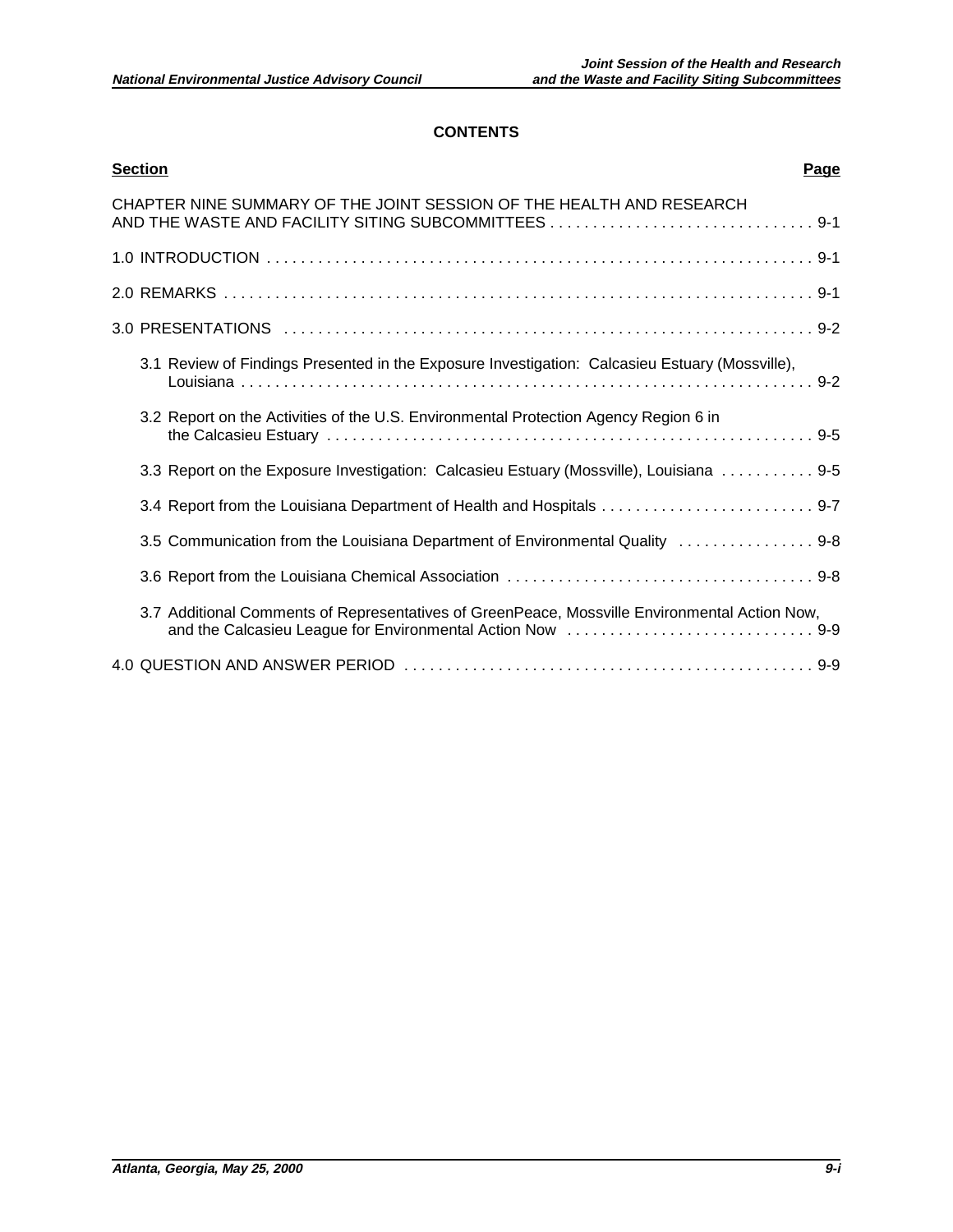**CONTENTS**

| Section | Page |
|---|---|
| CHAPTER NINE SUMMARY OF THE JOINT SESSION OF THE HEALTH AND RESEARCH AND THE WASTE AND FACILITY SITING SUBCOMMITTEES | 9-1 |
| 1.0 INTRODUCTION | 9-1 |
| 2.0 REMARKS | 9-1 |
| 3.0 PRESENTATIONS | 9-2 |
| 3.1 Review of Findings Presented in the Exposure Investigation: Calcasieu Estuary (Mossville), Louisiana | 9-2 |
| 3.2 Report on the Activities of the U.S. Environmental Protection Agency Region 6 in the Calcasieu Estuary | 9-5 |
| 3.3 Report on the Exposure Investigation: Calcasieu Estuary (Mossville), Louisiana | 9-5 |
| 3.4 Report from the Louisiana Department of Health and Hospitals | 9-7 |
| 3.5 Communication from the Louisiana Department of Environmental Quality | 9-8 |
| 3.6 Report from the Louisiana Chemical Association | 9-8 |
| 3.7 Additional Comments of Representatives of GreenPeace, Mossville Environmental Action Now, and the Calcasieu League for Environmental Action Now | 9-9 |
| 4.0 QUESTION AND ANSWER PERIOD | 9-9 |